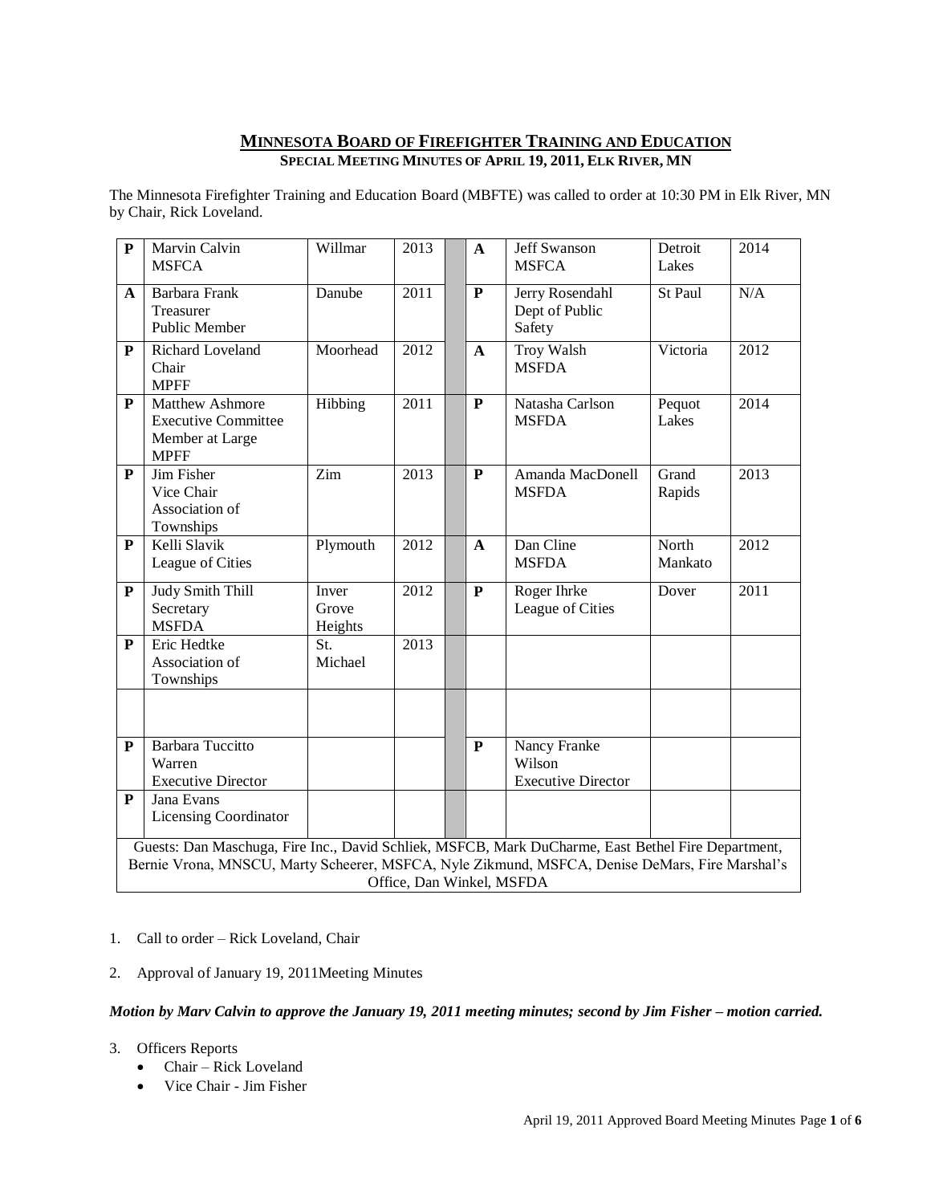## MINNESOTA BOARD OF FIREFIGHTER TRAINING AND EDUCATION

### SPECIAL MEETING MINUTES OF APRIL 19, 2011, ELK RIVER, MN

The Minnesota Firefighter Training and Education Board (MBFTE) was called to order at 10:30 PM in Elk River, MN by Chair, Rick Loveland.

| | | | | | | | | |
|---|---|---|---|---|---|---|---|---|
| P | Marvin Calvin MSFCA | Willmar | 2013 | | A | Jeff Swanson MSFCA | Detroit Lakes | 2014 |
| A | Barbara Frank Treasurer Public Member | Danube | 2011 | | P | Jerry Rosendahl Dept of Public Safety | St Paul | N/A |
| P | Richard Loveland Chair MPFF | Moorhead | 2012 | | A | Troy Walsh MSFDA | Victoria | 2012 |
| P | Matthew Ashmore Executive Committee Member at Large MPFF | Hibbing | 2011 | | P | Natasha Carlson MSFDA | Pequot Lakes | 2014 |
| P | Jim Fisher Vice Chair Association of Townships | Zim | 2013 | | P | Amanda MacDonell MSFDA | Grand Rapids | 2013 |
| P | Kelli Slavik League of Cities | Plymouth | 2012 | | A | Dan Cline MSFDA | North Mankato | 2012 |
| P | Judy Smith Thill Secretary MSFDA | Inver Grove Heights | 2012 | | P | Roger Ihrke League of Cities | Dover | 2011 |
| P | Eric Hedtke Association of Townships | St. Michael | 2013 | | | | | |
| | | | | | | | | |
| P | Barbara Tuccitto Warren Executive Director | | | | P | Nancy Franke Wilson Executive Director | | |
| P | Jana Evans Licensing Coordinator | | | | | | | |

Guests: Dan Maschuga, Fire Inc., David Schliek, MSFCB, Mark DuCharme, East Bethel Fire Department, Bernie Vrona, MNSCU, Marty Scheerer, MSFCA, Nyle Zikmund, MSFCA, Denise DeMars, Fire Marshal's Office, Dan Winkel, MSFDA

1. Call to order – Rick Loveland, Chair
2. Approval of January 19, 2011Meeting Minutes

***Motion by Marv Calvin to approve the January 19, 2011 meeting minutes; second by Jim Fisher – motion carried.***

3. Officers Reports
   - Chair – Rick Loveland
   - Vice Chair - Jim Fisher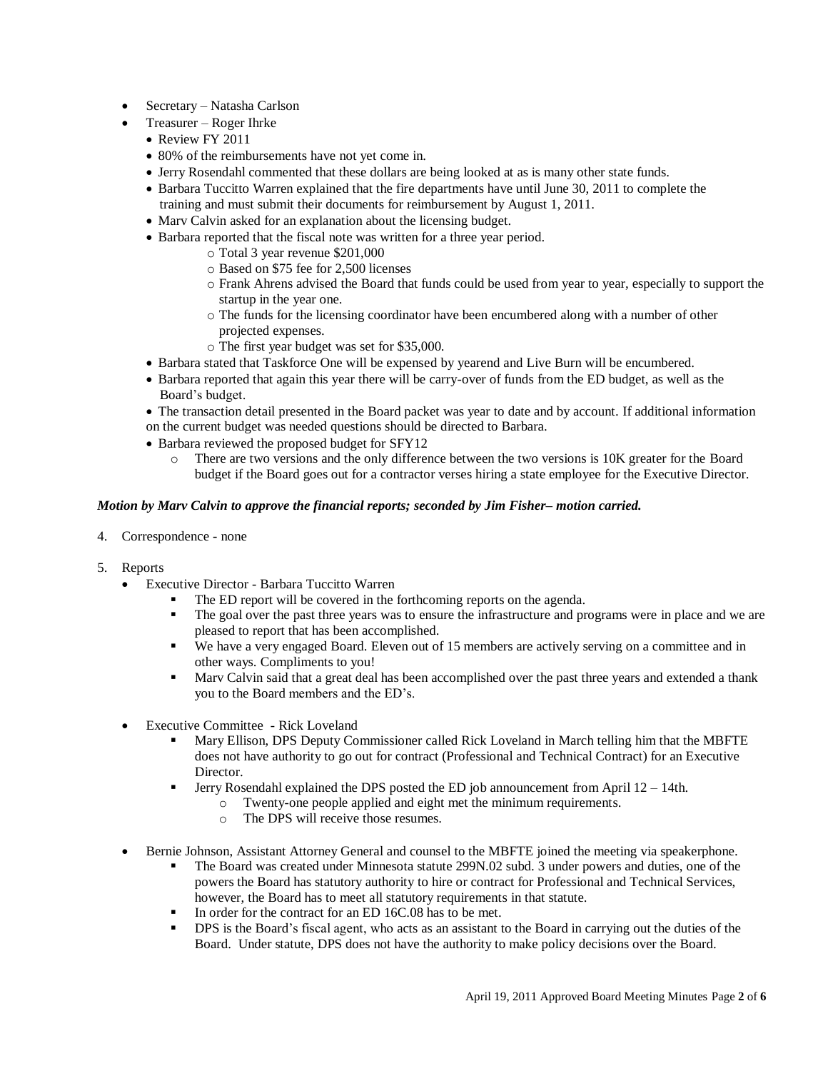- Secretary – Natasha Carlson
- Treasurer – Roger Ihrke
  - Review FY 2011
  - 80% of the reimbursements have not yet come in.
  - Jerry Rosendahl commented that these dollars are being looked at as is many other state funds.
  - Barbara Tuccitto Warren explained that the fire departments have until June 30, 2011 to complete the training and must submit their documents for reimbursement by August 1, 2011.
  - Marv Calvin asked for an explanation about the licensing budget.
  - Barbara reported that the fiscal note was written for a three year period.
    - Total 3 year revenue $201,000
    - Based on $75 fee for 2,500 licenses
    - Frank Ahrens advised the Board that funds could be used from year to year, especially to support the startup in the year one.
    - The funds for the licensing coordinator have been encumbered along with a number of other projected expenses.
    - The first year budget was set for $35,000.
  - Barbara stated that Taskforce One will be expensed by yearend and Live Burn will be encumbered.
  - Barbara reported that again this year there will be carry-over of funds from the ED budget, as well as the Board's budget.
  - The transaction detail presented in the Board packet was year to date and by account. If additional information on the current budget was needed questions should be directed to Barbara.
  - Barbara reviewed the proposed budget for SFY12
    - There are two versions and the only difference between the two versions is 10K greater for the Board budget if the Board goes out for a contractor verses hiring a state employee for the Executive Director.

***Motion by Marv Calvin to approve the financial reports; seconded by Jim Fisher– motion carried.***

4. Correspondence - none

5. Reports
   - Executive Director - Barbara Tuccitto Warren
     - The ED report will be covered in the forthcoming reports on the agenda.
     - The goal over the past three years was to ensure the infrastructure and programs were in place and we are pleased to report that has been accomplished.
     - We have a very engaged Board. Eleven out of 15 members are actively serving on a committee and in other ways. Compliments to you!
     - Marv Calvin said that a great deal has been accomplished over the past three years and extended a thank you to the Board members and the ED's.
   - Executive Committee - Rick Loveland
     - Mary Ellison, DPS Deputy Commissioner called Rick Loveland in March telling him that the MBFTE does not have authority to go out for contract (Professional and Technical Contract) for an Executive Director.
     - Jerry Rosendahl explained the DPS posted the ED job announcement from April 12 – 14th.
       - Twenty-one people applied and eight met the minimum requirements.
       - The DPS will receive those resumes.
   - Bernie Johnson, Assistant Attorney General and counsel to the MBFTE joined the meeting via speakerphone.
     - The Board was created under Minnesota statute 299N.02 subd. 3 under powers and duties, one of the powers the Board has statutory authority to hire or contract for Professional and Technical Services, however, the Board has to meet all statutory requirements in that statute.
     - In order for the contract for an ED 16C.08 has to be met.
     - DPS is the Board's fiscal agent, who acts as an assistant to the Board in carrying out the duties of the Board. Under statute, DPS does not have the authority to make policy decisions over the Board.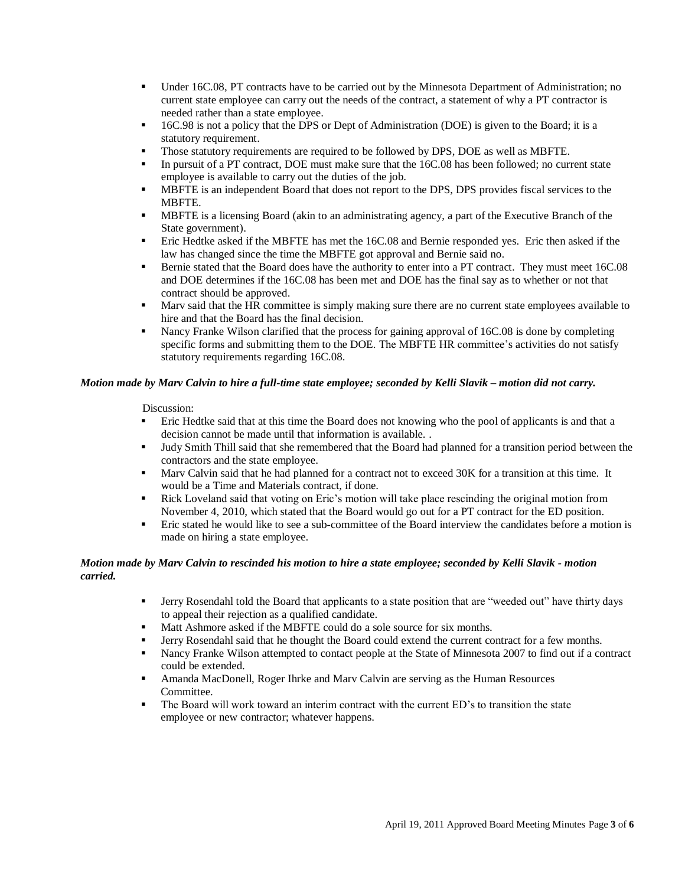- Under 16C.08, PT contracts have to be carried out by the Minnesota Department of Administration; no current state employee can carry out the needs of the contract, a statement of why a PT contractor is needed rather than a state employee.
- 16C.98 is not a policy that the DPS or Dept of Administration (DOE) is given to the Board; it is a statutory requirement.
- Those statutory requirements are required to be followed by DPS, DOE as well as MBFTE.
- In pursuit of a PT contract, DOE must make sure that the 16C.08 has been followed; no current state employee is available to carry out the duties of the job.
- MBFTE is an independent Board that does not report to the DPS, DPS provides fiscal services to the MBFTE.
- MBFTE is a licensing Board (akin to an administrating agency, a part of the Executive Branch of the State government).
- Eric Hedtke asked if the MBFTE has met the 16C.08 and Bernie responded yes. Eric then asked if the law has changed since the time the MBFTE got approval and Bernie said no.
- Bernie stated that the Board does have the authority to enter into a PT contract. They must meet 16C.08 and DOE determines if the 16C.08 has been met and DOE has the final say as to whether or not that contract should be approved.
- Marv said that the HR committee is simply making sure there are no current state employees available to hire and that the Board has the final decision.
- Nancy Franke Wilson clarified that the process for gaining approval of 16C.08 is done by completing specific forms and submitting them to the DOE. The MBFTE HR committee's activities do not satisfy statutory requirements regarding 16C.08.

***Motion made by Marv Calvin to hire a full-time state employee; seconded by Kelli Slavik – motion did not carry.***

Discussion:

- Eric Hedtke said that at this time the Board does not knowing who the pool of applicants is and that a decision cannot be made until that information is available. .
- Judy Smith Thill said that she remembered that the Board had planned for a transition period between the contractors and the state employee.
- Marv Calvin said that he had planned for a contract not to exceed 30K for a transition at this time. It would be a Time and Materials contract, if done.
- Rick Loveland said that voting on Eric's motion will take place rescinding the original motion from November 4, 2010, which stated that the Board would go out for a PT contract for the ED position.
- Eric stated he would like to see a sub-committee of the Board interview the candidates before a motion is made on hiring a state employee.

***Motion made by Marv Calvin to rescinded his motion to hire a state employee; seconded by Kelli Slavik - motion carried.***

- Jerry Rosendahl told the Board that applicants to a state position that are "weeded out" have thirty days to appeal their rejection as a qualified candidate.
- Matt Ashmore asked if the MBFTE could do a sole source for six months.
- Jerry Rosendahl said that he thought the Board could extend the current contract for a few months.
- Nancy Franke Wilson attempted to contact people at the State of Minnesota 2007 to find out if a contract could be extended.
- Amanda MacDonell, Roger Ihrke and Marv Calvin are serving as the Human Resources Committee.
- The Board will work toward an interim contract with the current ED's to transition the state employee or new contractor; whatever happens.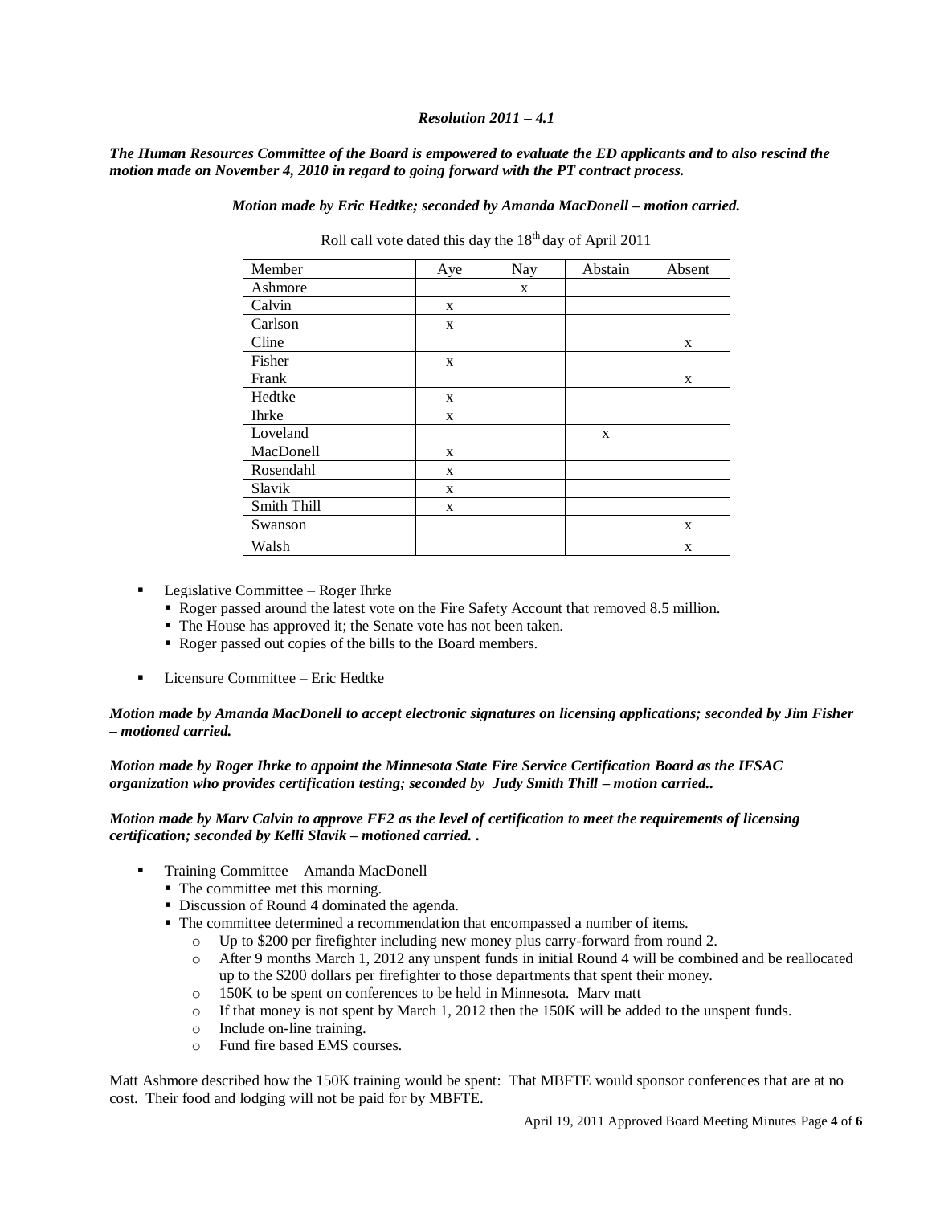***Resolution 2011 – 4.1***

***The Human Resources Committee of the Board is empowered to evaluate the ED applicants and to also rescind the motion made on November 4, 2010 in regard to going forward with the PT contract process.***

***Motion made by Eric Hedtke; seconded by Amanda MacDonell – motion carried.***

Roll call vote dated this day the 18th day of April 2011

| Member | Aye | Nay | Abstain | Absent |
|---|---|---|---|---|
| Ashmore | | x | | |
| Calvin | x | | | |
| Carlson | x | | | |
| Cline | | | | x |
| Fisher | x | | | |
| Frank | | | | x |
| Hedtke | x | | | |
| Ihrke | x | | | |
| Loveland | | | x | |
| MacDonell | x | | | |
| Rosendahl | x | | | |
| Slavik | x | | | |
| Smith Thill | x | | | |
| Swanson | | | | x |
| Walsh | | | | x |

- Legislative Committee – Roger Ihrke
  - Roger passed around the latest vote on the Fire Safety Account that removed 8.5 million.
  - The House has approved it; the Senate vote has not been taken.
  - Roger passed out copies of the bills to the Board members.

- Licensure Committee – Eric Hedtke

***Motion made by Amanda MacDonell to accept electronic signatures on licensing applications; seconded by Jim Fisher – motioned carried.***

***Motion made by Roger Ihrke to appoint the Minnesota State Fire Service Certification Board as the IFSAC organization who provides certification testing; seconded by Judy Smith Thill – motion carried..***

***Motion made by Marv Calvin to approve FF2 as the level of certification to meet the requirements of licensing certification; seconded by Kelli Slavik – motioned carried. .***

- Training Committee – Amanda MacDonell
  - The committee met this morning.
  - Discussion of Round 4 dominated the agenda.
  - The committee determined a recommendation that encompassed a number of items.
    - Up to $200 per firefighter including new money plus carry-forward from round 2.
    - After 9 months March 1, 2012 any unspent funds in initial Round 4 will be combined and be reallocated up to the $200 dollars per firefighter to those departments that spent their money.
    - 150K to be spent on conferences to be held in Minnesota. Marv matt
    - If that money is not spent by March 1, 2012 then the 150K will be added to the unspent funds.
    - Include on-line training.
    - Fund fire based EMS courses.

Matt Ashmore described how the 150K training would be spent: That MBFTE would sponsor conferences that are at no cost. Their food and lodging will not be paid for by MBFTE.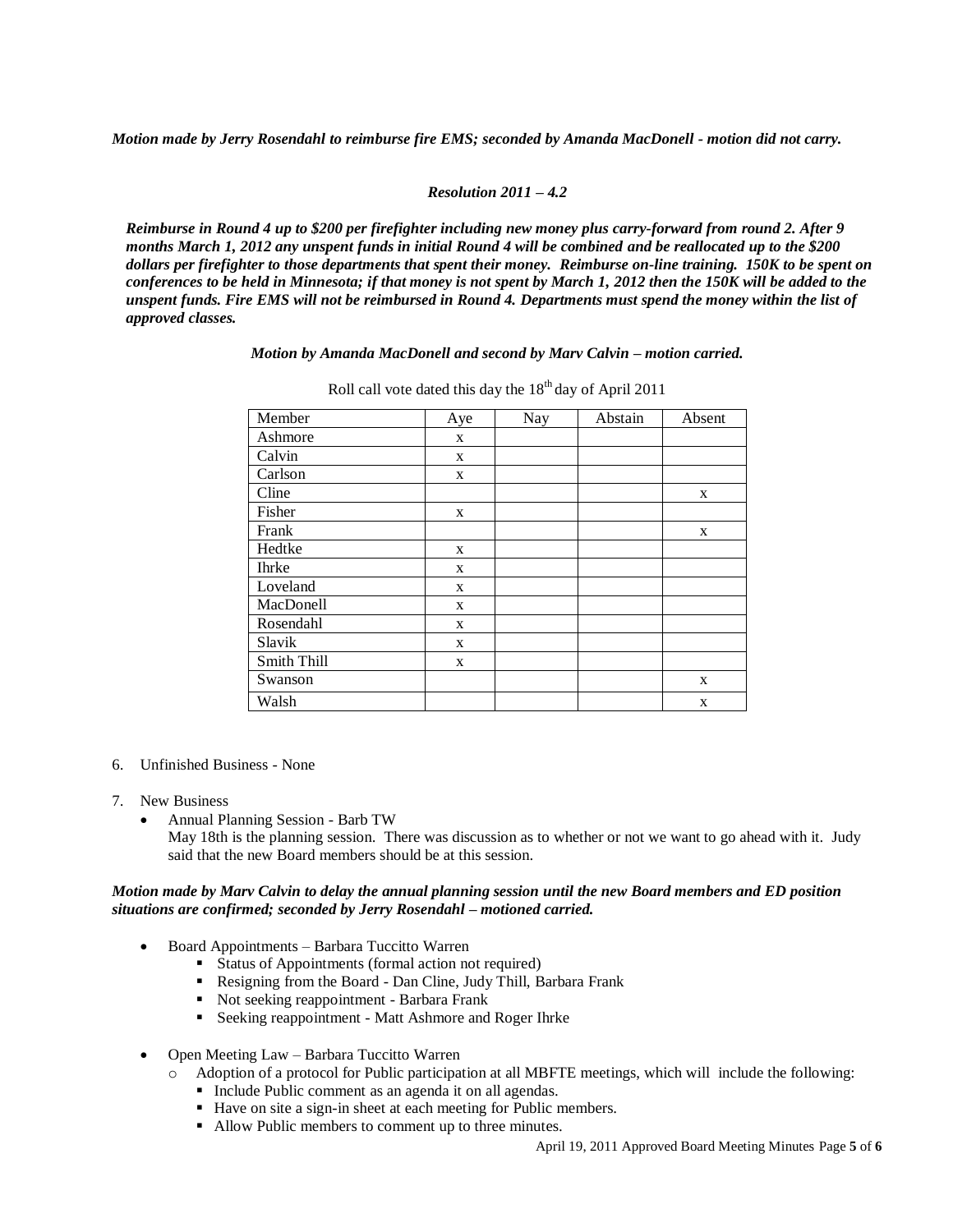***Motion made by Jerry Rosendahl to reimburse fire EMS; seconded by Amanda MacDonell - motion did not carry.***

***Resolution 2011 – 4.2***

***Reimburse in Round 4 up to $200 per firefighter including new money plus carry-forward from round 2. After 9 months March 1, 2012 any unspent funds in initial Round 4 will be combined and be reallocated up to the $200 dollars per firefighter to those departments that spent their money. Reimburse on-line training. 150K to be spent on conferences to be held in Minnesota; if that money is not spent by March 1, 2012 then the 150K will be added to the unspent funds. Fire EMS will not be reimbursed in Round 4. Departments must spend the money within the list of approved classes.***

***Motion by Amanda MacDonell and second by Marv Calvin – motion carried.***

Roll call vote dated this day the 18th day of April 2011

| Member | Aye | Nay | Abstain | Absent |
|---|---|---|---|---|
| Ashmore | x | | | |
| Calvin | x | | | |
| Carlson | x | | | |
| Cline | | | | x |
| Fisher | x | | | |
| Frank | | | | x |
| Hedtke | x | | | |
| Ihrke | x | | | |
| Loveland | x | | | |
| MacDonell | x | | | |
| Rosendahl | x | | | |
| Slavik | x | | | |
| Smith Thill | x | | | |
| Swanson | | | | x |
| Walsh | | | | x |

6. Unfinished Business - None

7. New Business
   - Annual Planning Session - Barb TW
     May 18th is the planning session. There was discussion as to whether or not we want to go ahead with it. Judy said that the new Board members should be at this session.

***Motion made by Marv Calvin to delay the annual planning session until the new Board members and ED position situations are confirmed; seconded by Jerry Rosendahl – motioned carried.***

- Board Appointments – Barbara Tuccitto Warren
  - Status of Appointments (formal action not required)
  - Resigning from the Board - Dan Cline, Judy Thill, Barbara Frank
  - Not seeking reappointment - Barbara Frank
  - Seeking reappointment - Matt Ashmore and Roger Ihrke

- Open Meeting Law – Barbara Tuccitto Warren
  - Adoption of a protocol for Public participation at all MBFTE meetings, which will include the following:
    - Include Public comment as an agenda it on all agendas.
    - Have on site a sign-in sheet at each meeting for Public members.
    - Allow Public members to comment up to three minutes.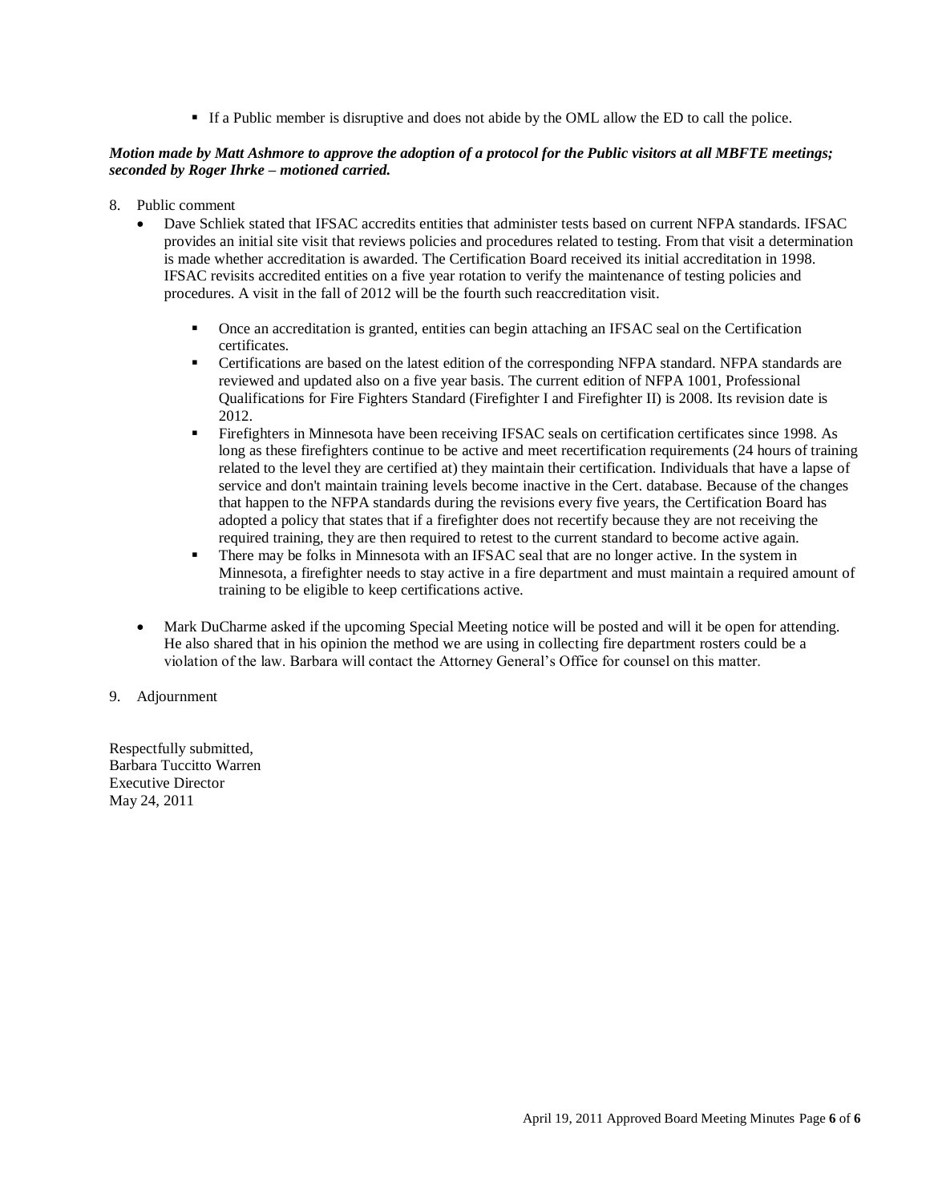- If a Public member is disruptive and does not abide by the OML allow the ED to call the police.

***Motion made by Matt Ashmore to approve the adoption of a protocol for the Public visitors at all MBFTE meetings; seconded by Roger Ihrke – motioned carried.***

8. Public comment
   - Dave Schliek stated that IFSAC accredits entities that administer tests based on current NFPA standards. IFSAC provides an initial site visit that reviews policies and procedures related to testing. From that visit a determination is made whether accreditation is awarded. The Certification Board received its initial accreditation in 1998. IFSAC revisits accredited entities on a five year rotation to verify the maintenance of testing policies and procedures. A visit in the fall of 2012 will be the fourth such reaccreditation visit.
     - Once an accreditation is granted, entities can begin attaching an IFSAC seal on the Certification certificates.
     - Certifications are based on the latest edition of the corresponding NFPA standard. NFPA standards are reviewed and updated also on a five year basis. The current edition of NFPA 1001, Professional Qualifications for Fire Fighters Standard (Firefighter I and Firefighter II) is 2008. Its revision date is 2012.
     - Firefighters in Minnesota have been receiving IFSAC seals on certification certificates since 1998. As long as these firefighters continue to be active and meet recertification requirements (24 hours of training related to the level they are certified at) they maintain their certification. Individuals that have a lapse of service and don't maintain training levels become inactive in the Cert. database. Because of the changes that happen to the NFPA standards during the revisions every five years, the Certification Board has adopted a policy that states that if a firefighter does not recertify because they are not receiving the required training, they are then required to retest to the current standard to become active again.
     - There may be folks in Minnesota with an IFSAC seal that are no longer active. In the system in Minnesota, a firefighter needs to stay active in a fire department and must maintain a required amount of training to be eligible to keep certifications active.
   - Mark DuCharme asked if the upcoming Special Meeting notice will be posted and will it be open for attending. He also shared that in his opinion the method we are using in collecting fire department rosters could be a violation of the law. Barbara will contact the Attorney General's Office for counsel on this matter.

9. Adjournment

Respectfully submitted,
Barbara Tuccitto Warren
Executive Director
May 24, 2011